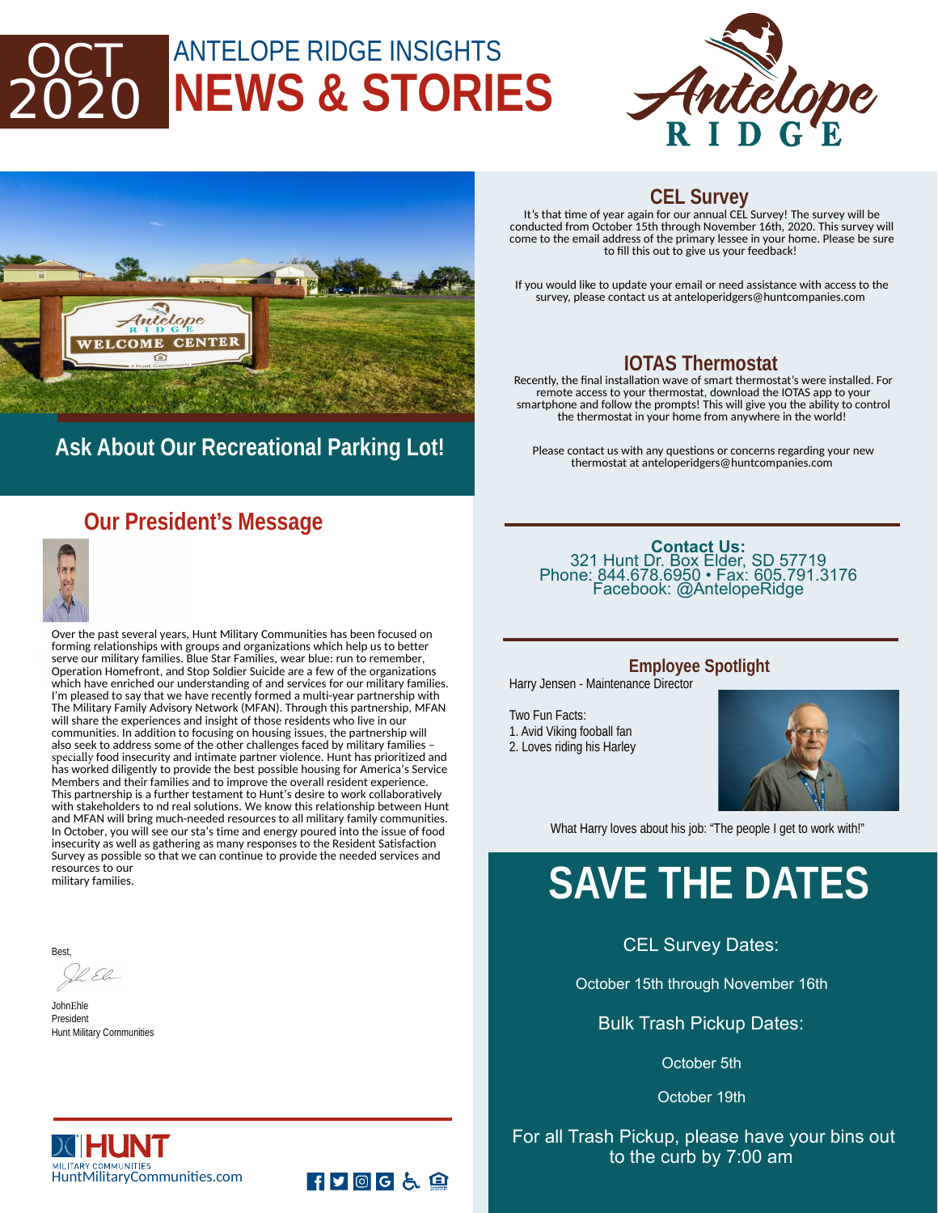# OCT 2020

## ANTELOPE RIDGE INSIGHTS
# NEWS & STORIES

## Ask About Our Recreational Parking Lot!

## CEL Survey

It's that time of year again for our annual CEL Survey! The survey will be conducted from October 15th through November 16th, 2020. This survey will come to the email address of the primary lessee in your home. Please be sure to fill this out to give us your feedback!

If you would like to update your email or need assistance with access to the survey, please contact us at anteloperidgers@huntcompanies.com

## IOTAS Thermostat

Recently, the final installation wave of smart thermostat's were installed. For remote access to your thermostat, download the IOTAS app to your smartphone and follow the prompts! This will give you the ability to control the thermostat in your home from anywhere in the world!

Please contact us with any questions or concerns regarding your new thermostat at anteloperidgers@huntcompanies.com

## Our President's Message

Over the past several years, Hunt Military Communities has been focused on forming relationships with groups and organizations which help us to better serve our military families. Blue Star Families, wear blue: run to remember, Operation Homefront, and Stop Soldier Suicide are a few of the organizations which have enriched our understanding of and services for our military families. I'm pleased to say that we have recently formed a multi-year partnership with The Military Family Advisory Network (MFAN). Through this partnership, MFAN will share the experiences and insight of those residents who live in our communities. In addition to focusing on housing issues, the partnership will also seek to address some of the other challenges faced by military families – specially food insecurity and intimate partner violence. Hunt has prioritized and has worked diligently to provide the best possible housing for America's Service Members and their families and to improve the overall resident experience. This partnership is a further testament to Hunt's desire to work collaboratively with stakeholders to nd real solutions. We know this relationship between Hunt and MFAN will bring much-needed resources to all military family communities. In October, you will see our sta's time and energy poured into the issue of food insecurity as well as gathering as many responses to the Resident Satisfaction Survey as possible so that we can continue to provide the needed services and resources to our military families.

Best,

JohnEhle
President
Hunt Military Communities

**Contact Us:**
321 Hunt Dr. Box Elder, SD 57719
Phone: 844.678.6950 • Fax: 605.791.3176
Facebook: @AntelopeRidge

## Employee Spotlight

Harry Jensen - Maintenance Director

Two Fun Facts:
1. Avid Viking fooball fan
2. Loves riding his Harley

What Harry loves about his job: "The people I get to work with!"

# SAVE THE DATES

CEL Survey Dates:

October 15th through November 16th

Bulk Trash Pickup Dates:

October 5th

October 19th

For all Trash Pickup, please have your bins out to the curb by 7:00 am

HUNT MILITARY COMMUNITIES
HuntMilitaryCommunities.com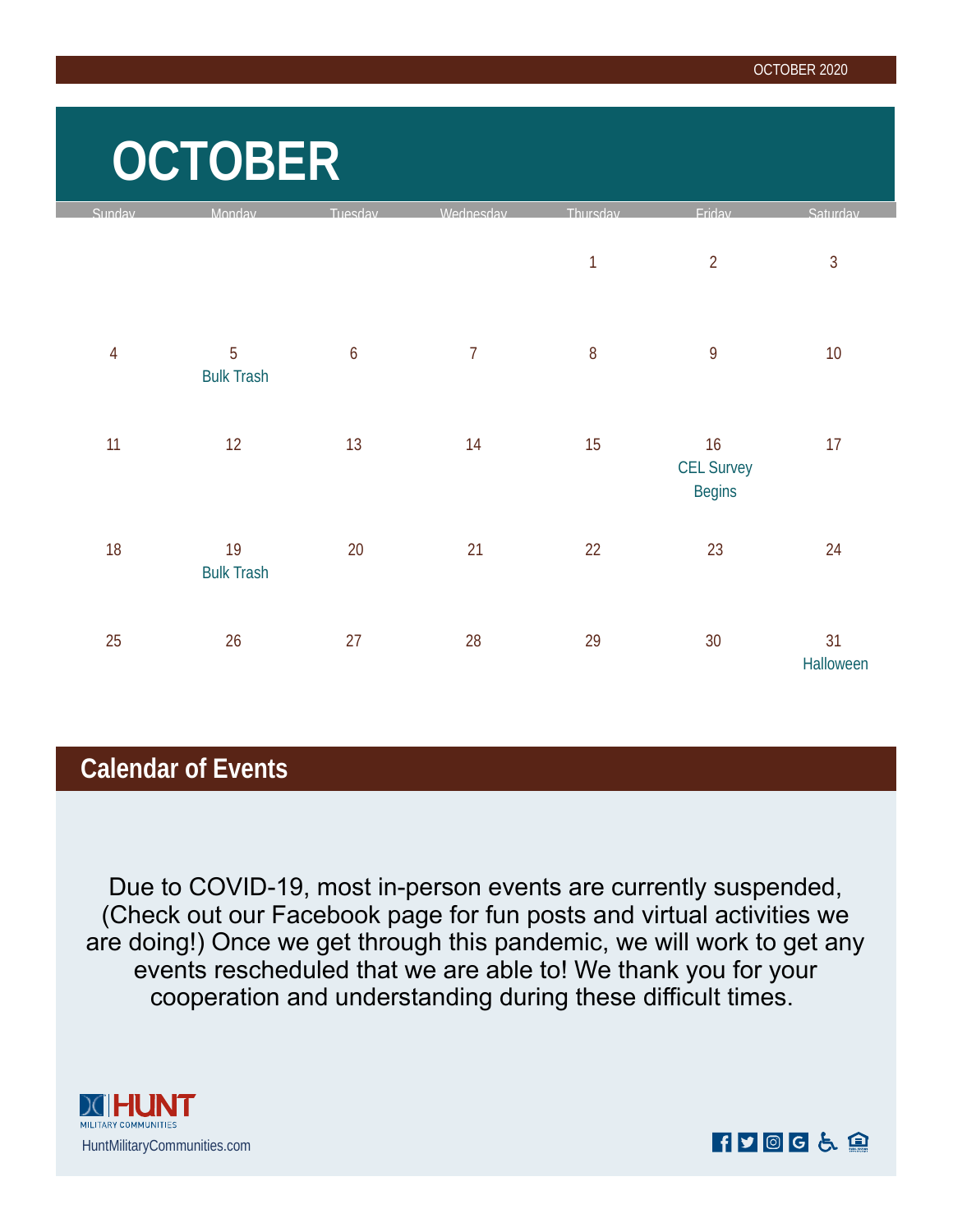# OCTOBER

| Sunday | Monday | Tuesday | Wednesday | Thursday | Friday | Saturday |
|---|---|---|---|---|---|---|
| | | | | 1 | 2 | 3 |
| 4 | 5 Bulk Trash | 6 | 7 | 8 | 9 | 10 |
| 11 | 12 | 13 | 14 | 15 | 16 CEL Survey Begins | 17 |
| 18 | 19 Bulk Trash | 20 | 21 | 22 | 23 | 24 |
| 25 | 26 | 27 | 28 | 29 | 30 | 31 Halloween |

## Calendar of Events

Due to COVID-19, most in-person events are currently suspended, (Check out our Facebook page for fun posts and virtual activities we are doing!) Once we get through this pandemic, we will work to get any events rescheduled that we are able to! We thank you for your cooperation and understanding during these difficult times.

HUNT MILITARY COMMUNITIES

HuntMilitaryCommunities.com